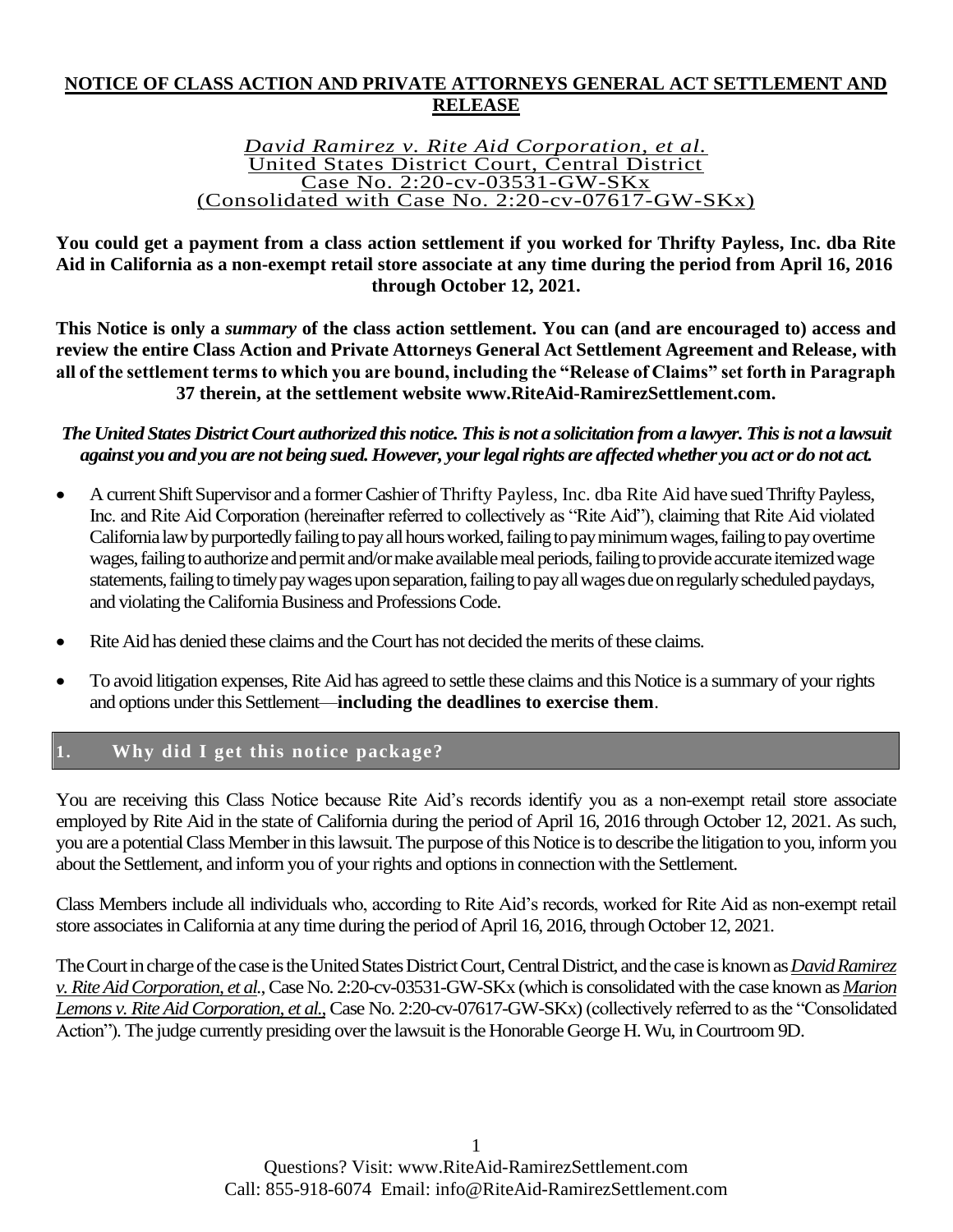# NOTICE OF CLASS ACTION AND PRIVATE ATTORNEYS GENERAL ACT SETTLEMENT AND RELEASE

*David Ramirez v. Rite Aid Corporation, et al.*
United States District Court, Central District
Case No. 2:20-cv-03531-GW-SKx
(Consolidated with Case No. 2:20-cv-07617-GW-SKx)

**You could get a payment from a class action settlement if you worked for Thrifty Payless, Inc. dba Rite Aid in California as a non-exempt retail store associate at any time during the period from April 16, 2016 through October 12, 2021.**

**This Notice is only a *summary* of the class action settlement. You can (and are encouraged to) access and review the entire Class Action and Private Attorneys General Act Settlement Agreement and Release, with all of the settlement terms to which you are bound, including the "Release of Claims" set forth in Paragraph 37 therein, at the settlement website www.RiteAid-RamirezSettlement.com.**

***The United States District Court authorized this notice. This is not a solicitation from a lawyer. This is not a lawsuit against you and you are not being sued. However, your legal rights are affected whether you act or do not act.***

- A current Shift Supervisor and a former Cashier of Thrifty Payless, Inc. dba Rite Aid have sued Thrifty Payless, Inc. and Rite Aid Corporation (hereinafter referred to collectively as "Rite Aid"), claiming that Rite Aid violated California law by purportedly failing to pay all hours worked, failing to pay minimum wages, failing to pay overtime wages, failing to authorize and permit and/or make available meal periods, failing to provide accurate itemized wage statements, failing to timely pay wages upon separation, failing to pay all wages due on regularly scheduled paydays, and violating the California Business and Professions Code.
- Rite Aid has denied these claims and the Court has not decided the merits of these claims.
- To avoid litigation expenses, Rite Aid has agreed to settle these claims and this Notice is a summary of your rights and options under this Settlement—**including the deadlines to exercise them**.

## 1. Why did I get this notice package?

You are receiving this Class Notice because Rite Aid's records identify you as a non-exempt retail store associate employed by Rite Aid in the state of California during the period of April 16, 2016 through October 12, 2021. As such, you are a potential Class Member in this lawsuit. The purpose of this Notice is to describe the litigation to you, inform you about the Settlement, and inform you of your rights and options in connection with the Settlement.

Class Members include all individuals who, according to Rite Aid's records, worked for Rite Aid as non-exempt retail store associates in California at any time during the period of April 16, 2016, through October 12, 2021.

The Court in charge of the case is the United States District Court, Central District, and the case is known as ***David Ramirez v. Rite Aid Corporation, et al.***, Case No. 2:20-cv-03531-GW-SKx (which is consolidated with the case known as ***Marion Lemons v. Rite Aid Corporation, et al.***, Case No. 2:20-cv-07617-GW-SKx) (collectively referred to as the "Consolidated Action"). The judge currently presiding over the lawsuit is the Honorable George H. Wu, in Courtroom 9D.

Questions? Visit: www.RiteAid-RamirezSettlement.com
Call: 855-918-6074 Email: info@RiteAid-RamirezSettlement.com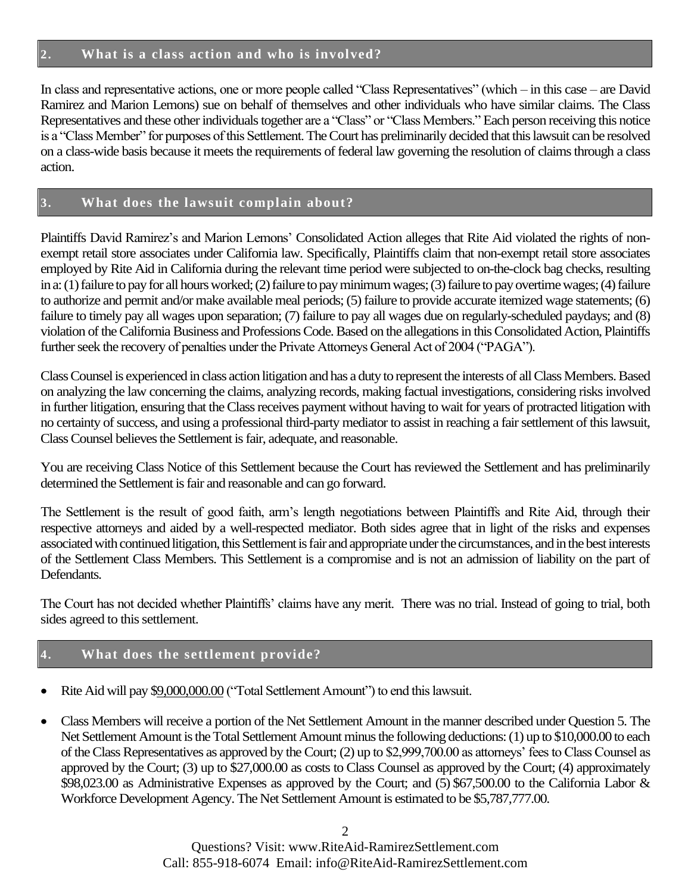## 2. What is a class action and who is involved?

In class and representative actions, one or more people called "Class Representatives" (which – in this case – are David Ramirez and Marion Lemons) sue on behalf of themselves and other individuals who have similar claims. The Class Representatives and these other individuals together are a "Class" or "Class Members." Each person receiving this notice is a "Class Member" for purposes of this Settlement. The Court has preliminarily decided that this lawsuit can be resolved on a class-wide basis because it meets the requirements of federal law governing the resolution of claims through a class action.

## 3. What does the lawsuit complain about?

Plaintiffs David Ramirez's and Marion Lemons' Consolidated Action alleges that Rite Aid violated the rights of non-exempt retail store associates under California law. Specifically, Plaintiffs claim that non-exempt retail store associates employed by Rite Aid in California during the relevant time period were subjected to on-the-clock bag checks, resulting in a: (1) failure to pay for all hours worked; (2) failure to pay minimum wages; (3) failure to pay overtime wages; (4) failure to authorize and permit and/or make available meal periods; (5) failure to provide accurate itemized wage statements; (6) failure to timely pay all wages upon separation; (7) failure to pay all wages due on regularly-scheduled paydays; and (8) violation of the California Business and Professions Code. Based on the allegations in this Consolidated Action, Plaintiffs further seek the recovery of penalties under the Private Attorneys General Act of 2004 ("PAGA").

Class Counsel is experienced in class action litigation and has a duty to represent the interests of all Class Members. Based on analyzing the law concerning the claims, analyzing records, making factual investigations, considering risks involved in further litigation, ensuring that the Class receives payment without having to wait for years of protracted litigation with no certainty of success, and using a professional third-party mediator to assist in reaching a fair settlement of this lawsuit, Class Counsel believes the Settlement is fair, adequate, and reasonable.

You are receiving Class Notice of this Settlement because the Court has reviewed the Settlement and has preliminarily determined the Settlement is fair and reasonable and can go forward.

The Settlement is the result of good faith, arm's length negotiations between Plaintiffs and Rite Aid, through their respective attorneys and aided by a well-respected mediator. Both sides agree that in light of the risks and expenses associated with continued litigation, this Settlement is fair and appropriate under the circumstances, and in the best interests of the Settlement Class Members. This Settlement is a compromise and is not an admission of liability on the part of Defendants.

The Court has not decided whether Plaintiffs' claims have any merit. There was no trial. Instead of going to trial, both sides agreed to this settlement.

## 4. What does the settlement provide?

- Rite Aid will pay $9,000,000.00 ("Total Settlement Amount") to end this lawsuit.
- Class Members will receive a portion of the Net Settlement Amount in the manner described under Question 5. The Net Settlement Amount is the Total Settlement Amount minus the following deductions: (1) up to $10,000.00 to each of the Class Representatives as approved by the Court; (2) up to $2,999,700.00 as attorneys' fees to Class Counsel as approved by the Court; (3) up to $27,000.00 as costs to Class Counsel as approved by the Court; (4) approximately $98,023.00 as Administrative Expenses as approved by the Court; and (5) $67,500.00 to the California Labor & Workforce Development Agency. The Net Settlement Amount is estimated to be $5,787,777.00.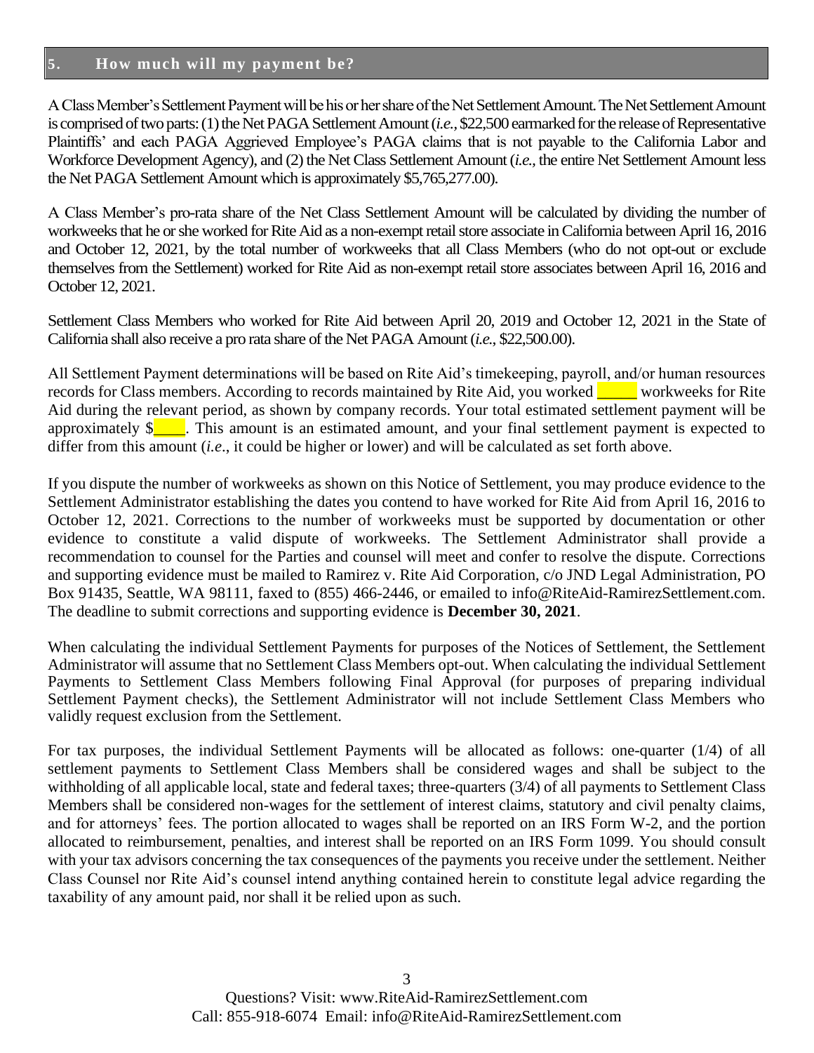## 5. How much will my payment be?

A Class Member's Settlement Payment will be his or her share of the Net Settlement Amount. The Net Settlement Amount is comprised of two parts: (1) the Net PAGA Settlement Amount (*i.e.*, $22,500 earmarked for the release of Representative Plaintiffs' and each PAGA Aggrieved Employee's PAGA claims that is not payable to the California Labor and Workforce Development Agency), and (2) the Net Class Settlement Amount (*i.e.*, the entire Net Settlement Amount less the Net PAGA Settlement Amount which is approximately $5,765,277.00).

A Class Member's pro-rata share of the Net Class Settlement Amount will be calculated by dividing the number of workweeks that he or she worked for Rite Aid as a non-exempt retail store associate in California between April 16, 2016 and October 12, 2021, by the total number of workweeks that all Class Members (who do not opt-out or exclude themselves from the Settlement) worked for Rite Aid as non-exempt retail store associates between April 16, 2016 and October 12, 2021.

Settlement Class Members who worked for Rite Aid between April 20, 2019 and October 12, 2021 in the State of California shall also receive a pro rata share of the Net PAGA Amount (*i.e.*, $22,500.00).

All Settlement Payment determinations will be based on Rite Aid's timekeeping, payroll, and/or human resources records for Class members. According to records maintained by Rite Aid, you worked _____ workweeks for Rite Aid during the relevant period, as shown by company records. Your total estimated settlement payment will be approximately $____. This amount is an estimated amount, and your final settlement payment is expected to differ from this amount (*i.e*., it could be higher or lower) and will be calculated as set forth above.

If you dispute the number of workweeks as shown on this Notice of Settlement, you may produce evidence to the Settlement Administrator establishing the dates you contend to have worked for Rite Aid from April 16, 2016 to October 12, 2021. Corrections to the number of workweeks must be supported by documentation or other evidence to constitute a valid dispute of workweeks. The Settlement Administrator shall provide a recommendation to counsel for the Parties and counsel will meet and confer to resolve the dispute. Corrections and supporting evidence must be mailed to Ramirez v. Rite Aid Corporation, c/o JND Legal Administration, PO Box 91435, Seattle, WA 98111, faxed to (855) 466-2446, or emailed to info@RiteAid-RamirezSettlement.com. The deadline to submit corrections and supporting evidence is **December 30, 2021**.

When calculating the individual Settlement Payments for purposes of the Notices of Settlement, the Settlement Administrator will assume that no Settlement Class Members opt-out. When calculating the individual Settlement Payments to Settlement Class Members following Final Approval (for purposes of preparing individual Settlement Payment checks), the Settlement Administrator will not include Settlement Class Members who validly request exclusion from the Settlement.

For tax purposes, the individual Settlement Payments will be allocated as follows: one-quarter (1/4) of all settlement payments to Settlement Class Members shall be considered wages and shall be subject to the withholding of all applicable local, state and federal taxes; three-quarters (3/4) of all payments to Settlement Class Members shall be considered non-wages for the settlement of interest claims, statutory and civil penalty claims, and for attorneys' fees. The portion allocated to wages shall be reported on an IRS Form W-2, and the portion allocated to reimbursement, penalties, and interest shall be reported on an IRS Form 1099. You should consult with your tax advisors concerning the tax consequences of the payments you receive under the settlement. Neither Class Counsel nor Rite Aid's counsel intend anything contained herein to constitute legal advice regarding the taxability of any amount paid, nor shall it be relied upon as such.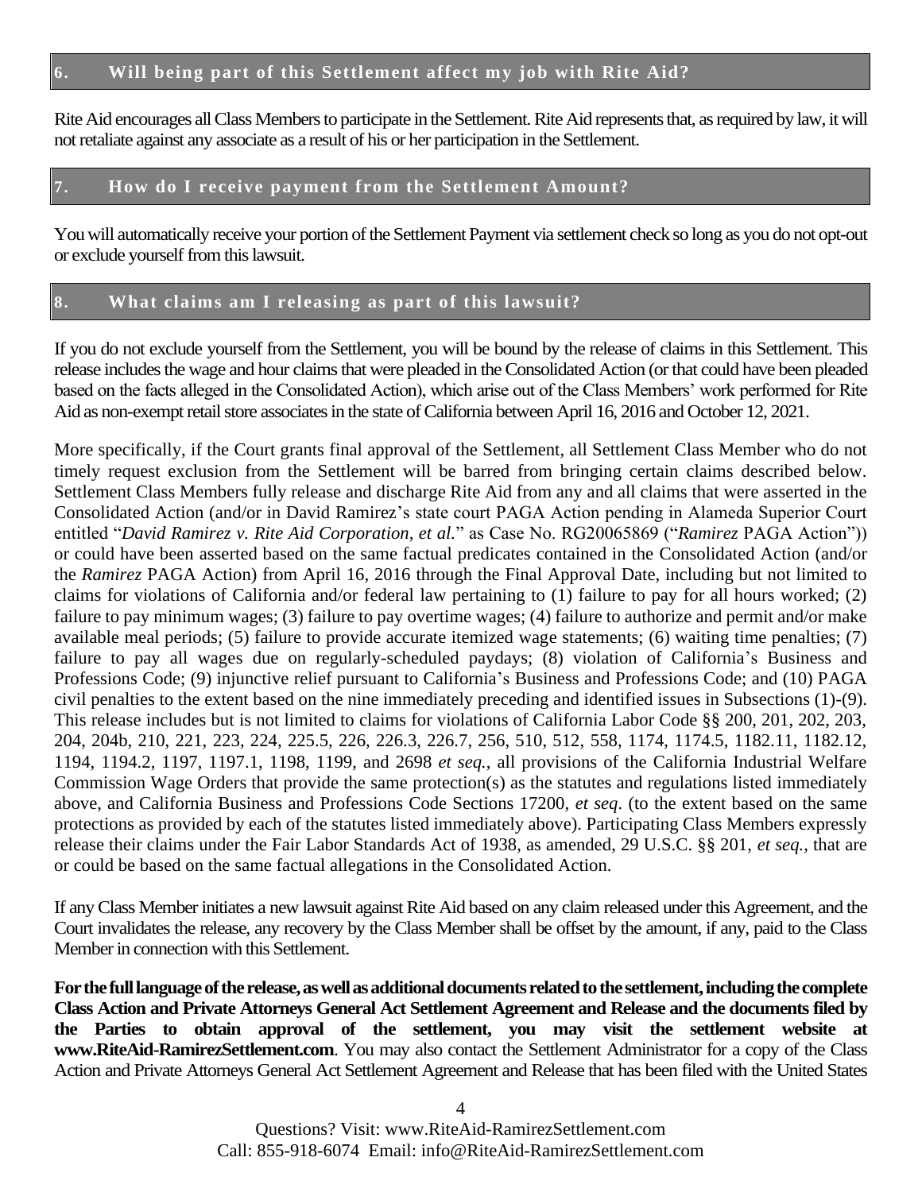## 6. Will being part of this Settlement affect my job with Rite Aid?

Rite Aid encourages all Class Members to participate in the Settlement. Rite Aid represents that, as required by law, it will not retaliate against any associate as a result of his or her participation in the Settlement.

## 7. How do I receive payment from the Settlement Amount?

You will automatically receive your portion of the Settlement Payment via settlement check so long as you do not opt-out or exclude yourself from this lawsuit.

## 8. What claims am I releasing as part of this lawsuit?

If you do not exclude yourself from the Settlement, you will be bound by the release of claims in this Settlement. This release includes the wage and hour claims that were pleaded in the Consolidated Action (or that could have been pleaded based on the facts alleged in the Consolidated Action), which arise out of the Class Members' work performed for Rite Aid as non-exempt retail store associates in the state of California between April 16, 2016 and October 12, 2021.

More specifically, if the Court grants final approval of the Settlement, all Settlement Class Member who do not timely request exclusion from the Settlement will be barred from bringing certain claims described below. Settlement Class Members fully release and discharge Rite Aid from any and all claims that were asserted in the Consolidated Action (and/or in David Ramirez's state court PAGA Action pending in Alameda Superior Court entitled "*David Ramirez v. Rite Aid Corporation, et al.*" as Case No. RG20065869 ("*Ramirez* PAGA Action")) or could have been asserted based on the same factual predicates contained in the Consolidated Action (and/or the *Ramirez* PAGA Action) from April 16, 2016 through the Final Approval Date, including but not limited to claims for violations of California and/or federal law pertaining to (1) failure to pay for all hours worked; (2) failure to pay minimum wages; (3) failure to pay overtime wages; (4) failure to authorize and permit and/or make available meal periods; (5) failure to provide accurate itemized wage statements; (6) waiting time penalties; (7) failure to pay all wages due on regularly-scheduled paydays; (8) violation of California's Business and Professions Code; (9) injunctive relief pursuant to California's Business and Professions Code; and (10) PAGA civil penalties to the extent based on the nine immediately preceding and identified issues in Subsections (1)-(9). This release includes but is not limited to claims for violations of California Labor Code §§ 200, 201, 202, 203, 204, 204b, 210, 221, 223, 224, 225.5, 226, 226.3, 226.7, 256, 510, 512, 558, 1174, 1174.5, 1182.11, 1182.12, 1194, 1194.2, 1197, 1197.1, 1198, 1199, and 2698 *et seq.*, all provisions of the California Industrial Welfare Commission Wage Orders that provide the same protection(s) as the statutes and regulations listed immediately above, and California Business and Professions Code Sections 17200, *et seq*. (to the extent based on the same protections as provided by each of the statutes listed immediately above). Participating Class Members expressly release their claims under the Fair Labor Standards Act of 1938, as amended, 29 U.S.C. §§ 201, *et seq.*, that are or could be based on the same factual allegations in the Consolidated Action.

If any Class Member initiates a new lawsuit against Rite Aid based on any claim released under this Agreement, and the Court invalidates the release, any recovery by the Class Member shall be offset by the amount, if any, paid to the Class Member in connection with this Settlement.

**For the full language of the release, as well as additional documents related to the settlement, including the complete Class Action and Private Attorneys General Act Settlement Agreement and Release and the documents filed by the Parties to obtain approval of the settlement, you may visit the settlement website at www.RiteAid-RamirezSettlement.com**. You may also contact the Settlement Administrator for a copy of the Class Action and Private Attorneys General Act Settlement Agreement and Release that has been filed with the United States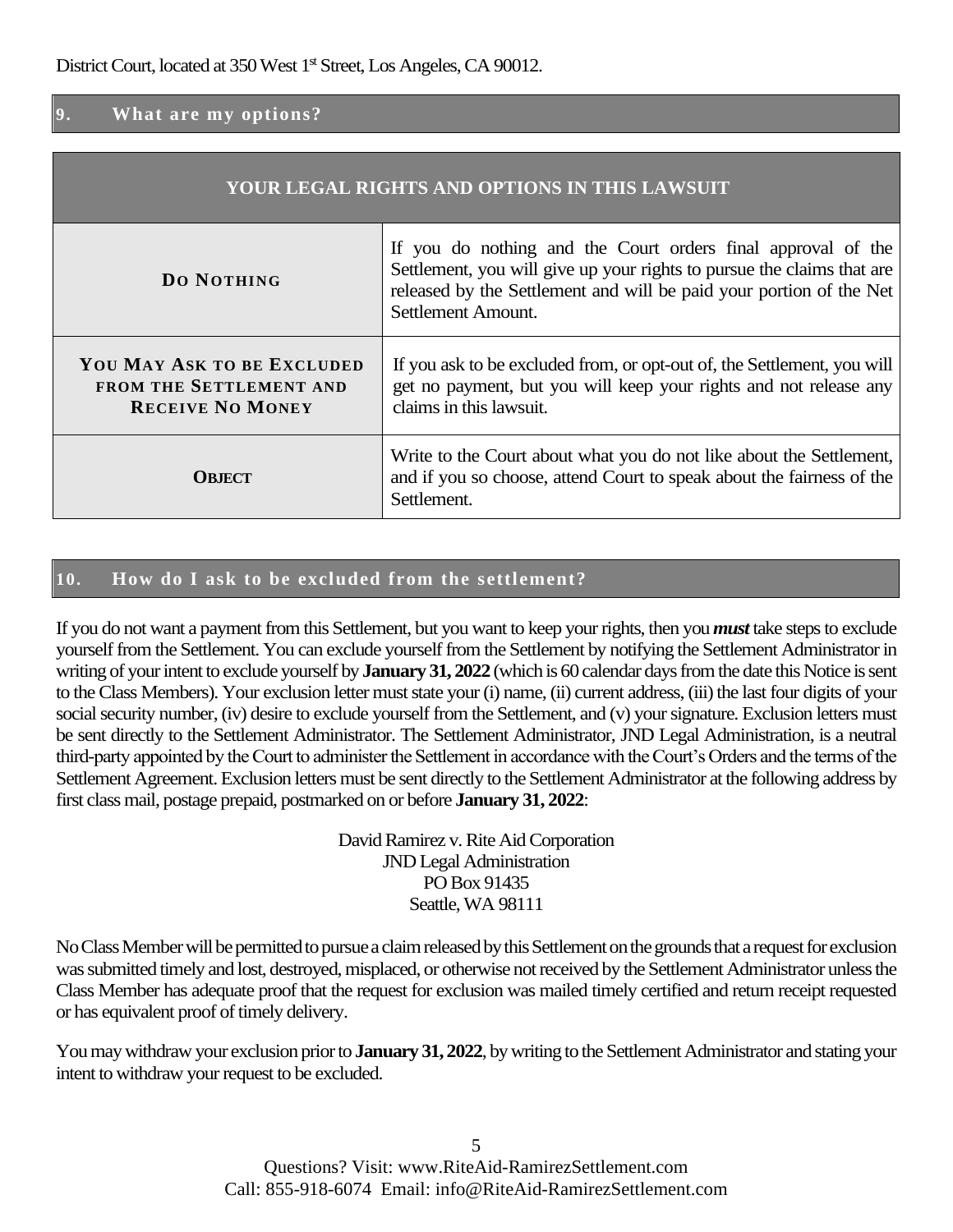District Court, located at 350 West 1st Street, Los Angeles, CA 90012.

## 9. What are my options?

| YOUR LEGAL RIGHTS AND OPTIONS IN THIS LAWSUIT | |
|---|---|
| **DO NOTHING** | If you do nothing and the Court orders final approval of the Settlement, you will give up your rights to pursue the claims that are released by the Settlement and will be paid your portion of the Net Settlement Amount. |
| **YOU MAY ASK TO BE EXCLUDED FROM THE SETTLEMENT AND RECEIVE NO MONEY** | If you ask to be excluded from, or opt-out of, the Settlement, you will get no payment, but you will keep your rights and not release any claims in this lawsuit. |
| **OBJECT** | Write to the Court about what you do not like about the Settlement, and if you so choose, attend Court to speak about the fairness of the Settlement. |

## 10. How do I ask to be excluded from the settlement?

If you do not want a payment from this Settlement, but you want to keep your rights, then you ***must*** take steps to exclude yourself from the Settlement. You can exclude yourself from the Settlement by notifying the Settlement Administrator in writing of your intent to exclude yourself by **January 31, 2022** (which is 60 calendar days from the date this Notice is sent to the Class Members). Your exclusion letter must state your (i) name, (ii) current address, (iii) the last four digits of your social security number, (iv) desire to exclude yourself from the Settlement, and (v) your signature. Exclusion letters must be sent directly to the Settlement Administrator. The Settlement Administrator, JND Legal Administration, is a neutral third-party appointed by the Court to administer the Settlement in accordance with the Court's Orders and the terms of the Settlement Agreement. Exclusion letters must be sent directly to the Settlement Administrator at the following address by first class mail, postage prepaid, postmarked on or before **January 31, 2022**:

David Ramirez v. Rite Aid Corporation
JND Legal Administration
PO Box 91435
Seattle, WA 98111

No Class Member will be permitted to pursue a claim released by this Settlement on the grounds that a request for exclusion was submitted timely and lost, destroyed, misplaced, or otherwise not received by the Settlement Administrator unless the Class Member has adequate proof that the request for exclusion was mailed timely certified and return receipt requested or has equivalent proof of timely delivery.

You may withdraw your exclusion prior to **January 31, 2022**, by writing to the Settlement Administrator and stating your intent to withdraw your request to be excluded.

Questions? Visit: www.RiteAid-RamirezSettlement.com
Call: 855-918-6074 Email: info@RiteAid-RamirezSettlement.com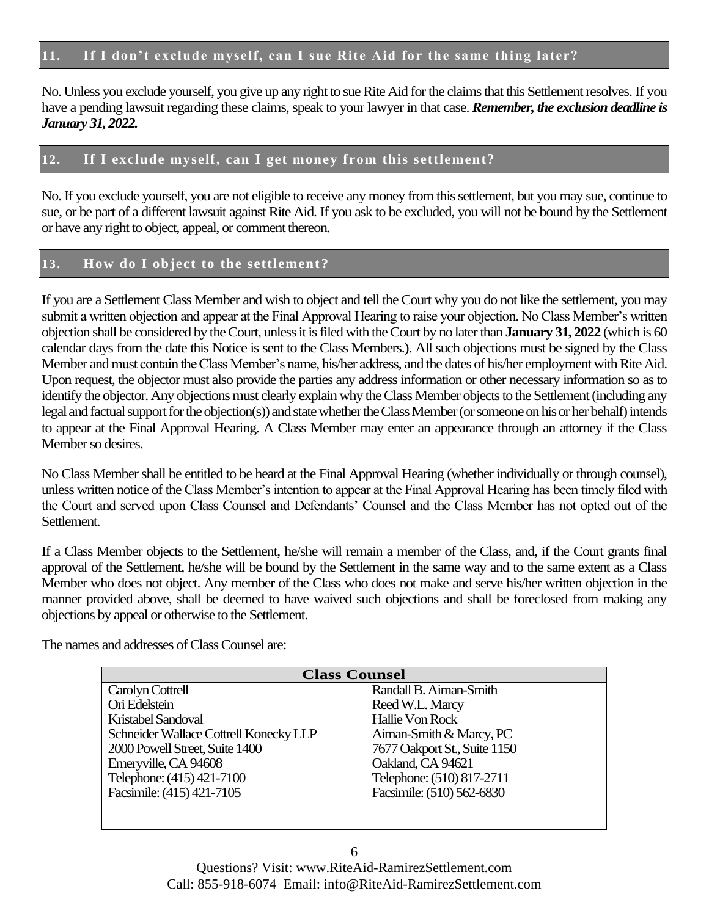## 11. If I don't exclude myself, can I sue Rite Aid for the same thing later?

No. Unless you exclude yourself, you give up any right to sue Rite Aid for the claims that this Settlement resolves. If you have a pending lawsuit regarding these claims, speak to your lawyer in that case. ***Remember, the exclusion deadline is January 31, 2022.***

## 12. If I exclude myself, can I get money from this settlement?

No. If you exclude yourself, you are not eligible to receive any money from this settlement, but you may sue, continue to sue, or be part of a different lawsuit against Rite Aid. If you ask to be excluded, you will not be bound by the Settlement or have any right to object, appeal, or comment thereon.

## 13. How do I object to the settlement?

If you are a Settlement Class Member and wish to object and tell the Court why you do not like the settlement, you may submit a written objection and appear at the Final Approval Hearing to raise your objection. No Class Member's written objection shall be considered by the Court, unless it is filed with the Court by no later than **January 31, 2022** (which is 60 calendar days from the date this Notice is sent to the Class Members.). All such objections must be signed by the Class Member and must contain the Class Member's name, his/her address, and the dates of his/her employment with Rite Aid. Upon request, the objector must also provide the parties any address information or other necessary information so as to identify the objector. Any objections must clearly explain why the Class Member objects to the Settlement (including any legal and factual support for the objection(s)) and state whether the Class Member (or someone on his or her behalf) intends to appear at the Final Approval Hearing. A Class Member may enter an appearance through an attorney if the Class Member so desires.

No Class Member shall be entitled to be heard at the Final Approval Hearing (whether individually or through counsel), unless written notice of the Class Member's intention to appear at the Final Approval Hearing has been timely filed with the Court and served upon Class Counsel and Defendants' Counsel and the Class Member has not opted out of the Settlement.

If a Class Member objects to the Settlement, he/she will remain a member of the Class, and, if the Court grants final approval of the Settlement, he/she will be bound by the Settlement in the same way and to the same extent as a Class Member who does not object. Any member of the Class who does not make and serve his/her written objection in the manner provided above, shall be deemed to have waived such objections and shall be foreclosed from making any objections by appeal or otherwise to the Settlement.

The names and addresses of Class Counsel are:

| Class Counsel | |
|---|---|
| Carolyn Cottrell<br>Ori Edelstein<br>Kristabel Sandoval<br>Schneider Wallace Cottrell Konecky LLP<br>2000 Powell Street, Suite 1400<br>Emeryville, CA 94608<br>Telephone: (415) 421-7100<br>Facsimile: (415) 421-7105 | Randall B. Aiman-Smith<br>Reed W.L. Marcy<br>Hallie Von Rock<br>Aiman-Smith & Marcy, PC<br>7677 Oakport St., Suite 1150<br>Oakland, CA 94621<br>Telephone: (510) 817-2711<br>Facsimile: (510) 562-6830 |

Questions? Visit: www.RiteAid-RamirezSettlement.com
Call: 855-918-6074 Email: info@RiteAid-RamirezSettlement.com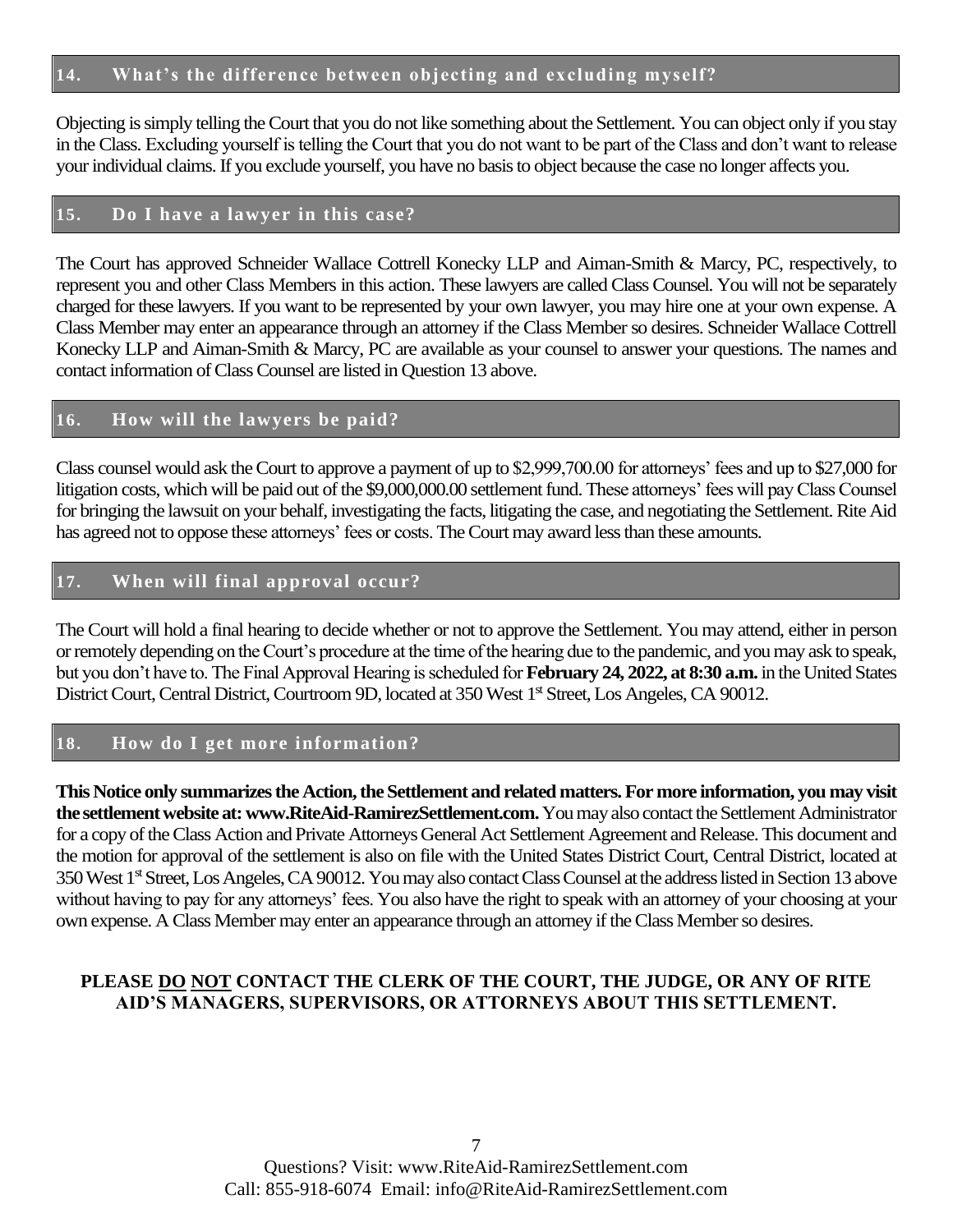## 14. What's the difference between objecting and excluding myself?

Objecting is simply telling the Court that you do not like something about the Settlement. You can object only if you stay in the Class. Excluding yourself is telling the Court that you do not want to be part of the Class and don't want to release your individual claims. If you exclude yourself, you have no basis to object because the case no longer affects you.

## 15. Do I have a lawyer in this case?

The Court has approved Schneider Wallace Cottrell Konecky LLP and Aiman-Smith & Marcy, PC, respectively, to represent you and other Class Members in this action. These lawyers are called Class Counsel. You will not be separately charged for these lawyers. If you want to be represented by your own lawyer, you may hire one at your own expense. A Class Member may enter an appearance through an attorney if the Class Member so desires. Schneider Wallace Cottrell Konecky LLP and Aiman-Smith & Marcy, PC are available as your counsel to answer your questions. The names and contact information of Class Counsel are listed in Question 13 above.

## 16. How will the lawyers be paid?

Class counsel would ask the Court to approve a payment of up to $2,999,700.00 for attorneys' fees and up to $27,000 for litigation costs, which will be paid out of the $9,000,000.00 settlement fund. These attorneys' fees will pay Class Counsel for bringing the lawsuit on your behalf, investigating the facts, litigating the case, and negotiating the Settlement. Rite Aid has agreed not to oppose these attorneys' fees or costs. The Court may award less than these amounts.

## 17. When will final approval occur?

The Court will hold a final hearing to decide whether or not to approve the Settlement. You may attend, either in person or remotely depending on the Court's procedure at the time of the hearing due to the pandemic, and you may ask to speak, but you don't have to. The Final Approval Hearing is scheduled for **February 24, 2022, at 8:30 a.m.** in the United States District Court, Central District, Courtroom 9D, located at 350 West 1st Street, Los Angeles, CA 90012.

## 18. How do I get more information?

**This Notice only summarizes the Action, the Settlement and related matters. For more information, you may visit the settlement website at: www.RiteAid-RamirezSettlement.com.** You may also contact the Settlement Administrator for a copy of the Class Action and Private Attorneys General Act Settlement Agreement and Release. This document and the motion for approval of the settlement is also on file with the United States District Court, Central District, located at 350 West 1st Street, Los Angeles, CA 90012. You may also contact Class Counsel at the address listed in Section 13 above without having to pay for any attorneys' fees. You also have the right to speak with an attorney of your choosing at your own expense. A Class Member may enter an appearance through an attorney if the Class Member so desires.

**PLEASE DO NOT CONTACT THE CLERK OF THE COURT, THE JUDGE, OR ANY OF RITE AID'S MANAGERS, SUPERVISORS, OR ATTORNEYS ABOUT THIS SETTLEMENT.**

Questions? Visit: www.RiteAid-RamirezSettlement.com
Call: 855-918-6074 Email: info@RiteAid-RamirezSettlement.com